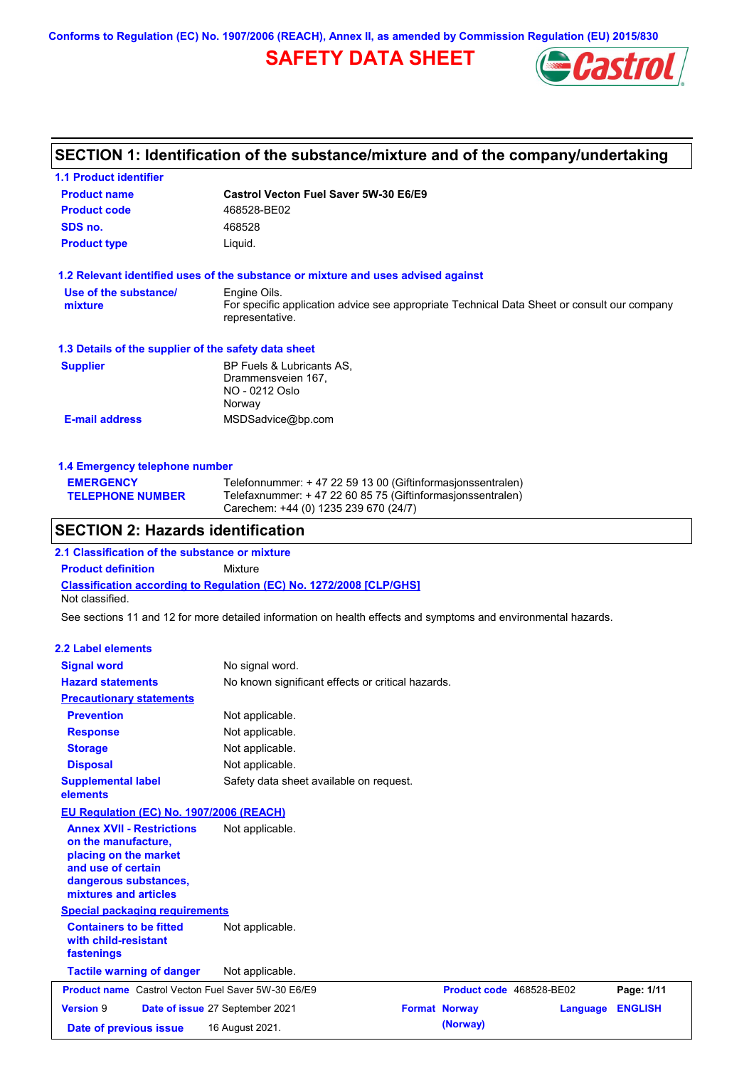Conforms to Regulation (EC) No. 1907/2006 (REACH), Annex II, as amended by Commission Regulation (EU) 2015/830

# SAFETY DATA SHEET

## SECTION 1: Identification of the substance/mixture and of the company/undertaking

### 1.1 Product identifier

| | |
|---|---|
| **Product name** | **Castrol Vecton Fuel Saver 5W-30 E6/E9** |
| **Product code** | 468528-BE02 |
| **SDS no.** | 468528 |
| **Product type** | Liquid. |

### 1.2 Relevant identified uses of the substance or mixture and uses advised against

| | |
|---|---|
| **Use of the substance/ mixture** | Engine Oils. For specific application advice see appropriate Technical Data Sheet or consult our company representative. |

### 1.3 Details of the supplier of the safety data sheet

| | |
|---|---|
| **Supplier** | BP Fuels & Lubricants AS, Drammensveien 167, NO - 0212 Oslo Norway |
| **E-mail address** | MSDSadvice@bp.com |

### 1.4 Emergency telephone number

| | |
|---|---|
| **EMERGENCY TELEPHONE NUMBER** | Telefonnummer: + 47 22 59 13 00 (Giftinformasjonssentralen) Telefaxnummer: + 47 22 60 85 75 (Giftinformasjonssentralen) Carechem: +44 (0) 1235 239 670 (24/7) |

## SECTION 2: Hazards identification

### 2.1 Classification of the substance or mixture

**Product definition** Mixture

**Classification according to Regulation (EC) No. 1272/2008 [CLP/GHS]**

Not classified.

See sections 11 and 12 for more detailed information on health effects and symptoms and environmental hazards.

### 2.2 Label elements

| | |
|---|---|
| **Signal word** | No signal word. |
| **Hazard statements** | No known significant effects or critical hazards. |

**Precautionary statements**

| | |
|---|---|
| **Prevention** | Not applicable. |
| **Response** | Not applicable. |
| **Storage** | Not applicable. |
| **Disposal** | Not applicable. |
| **Supplemental label elements** | Safety data sheet available on request. |

**EU Regulation (EC) No. 1907/2006 (REACH)**

| | |
|---|---|
| **Annex XVII - Restrictions on the manufacture, placing on the market and use of certain dangerous substances, mixtures and articles** | Not applicable. |

**Special packaging requirements**

| | |
|---|---|
| **Containers to be fitted with child-resistant fastenings** | Not applicable. |
| **Tactile warning of danger** | Not applicable. |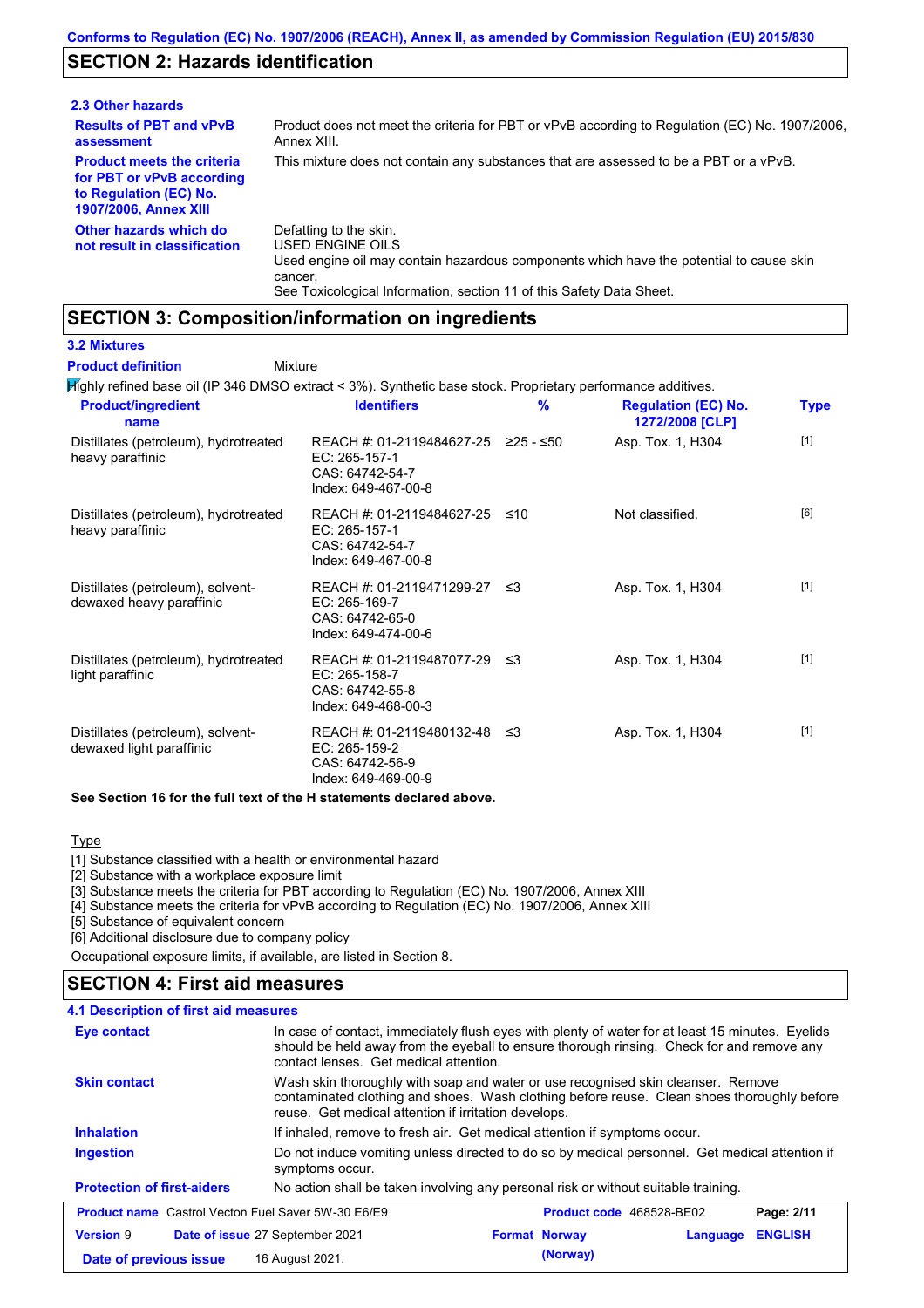Conforms to Regulation (EC) No. 1907/2006 (REACH), Annex II, as amended by Commission Regulation (EU) 2015/830

## SECTION 2: Hazards identification

### 2.3 Other hazards

**Results of PBT and vPvB assessment**: Product does not meet the criteria for PBT or vPvB according to Regulation (EC) No. 1907/2006, Annex XIII.

**Product meets the criteria for PBT or vPvB according to Regulation (EC) No. 1907/2006, Annex XIII**: This mixture does not contain any substances that are assessed to be a PBT or a vPvB.

**Other hazards which do not result in classification**: Defatting to the skin.
USED ENGINE OILS
Used engine oil may contain hazardous components which have the potential to cause skin cancer.
See Toxicological Information, section 11 of this Safety Data Sheet.

## SECTION 3: Composition/information on ingredients

### 3.2 Mixtures

**Product definition**: Mixture

Highly refined base oil (IP 346 DMSO extract < 3%). Synthetic base stock. Proprietary performance additives.

| Product/ingredient name | Identifiers | % | Regulation (EC) No. 1272/2008 [CLP] | Type |
|---|---|---|---|---|
| Distillates (petroleum), hydrotreated heavy paraffinic | REACH #: 01-2119484627-25<br>EC: 265-157-1<br>CAS: 64742-54-7<br>Index: 649-467-00-8 | ≥25 - ≤50 | Asp. Tox. 1, H304 | [1] |
| Distillates (petroleum), hydrotreated heavy paraffinic | REACH #: 01-2119484627-25<br>EC: 265-157-1<br>CAS: 64742-54-7<br>Index: 649-467-00-8 | ≤10 | Not classified. | [6] |
| Distillates (petroleum), solvent-dewaxed heavy paraffinic | REACH #: 01-2119471299-27<br>EC: 265-169-7<br>CAS: 64742-65-0<br>Index: 649-474-00-6 | ≤3 | Asp. Tox. 1, H304 | [1] |
| Distillates (petroleum), hydrotreated light paraffinic | REACH #: 01-2119487077-29<br>EC: 265-158-7<br>CAS: 64742-55-8<br>Index: 649-468-00-3 | ≤3 | Asp. Tox. 1, H304 | [1] |
| Distillates (petroleum), solvent-dewaxed light paraffinic | REACH #: 01-2119480132-48<br>EC: 265-159-2<br>CAS: 64742-56-9<br>Index: 649-469-00-9 | ≤3 | Asp. Tox. 1, H304 | [1] |

**See Section 16 for the full text of the H statements declared above.**

Type

[1] Substance classified with a health or environmental hazard
[2] Substance with a workplace exposure limit
[3] Substance meets the criteria for PBT according to Regulation (EC) No. 1907/2006, Annex XIII
[4] Substance meets the criteria for vPvB according to Regulation (EC) No. 1907/2006, Annex XIII
[5] Substance of equivalent concern
[6] Additional disclosure due to company policy

Occupational exposure limits, if available, are listed in Section 8.

## SECTION 4: First aid measures

### 4.1 Description of first aid measures

**Eye contact**: In case of contact, immediately flush eyes with plenty of water for at least 15 minutes. Eyelids should be held away from the eyeball to ensure thorough rinsing. Check for and remove any contact lenses. Get medical attention.

**Skin contact**: Wash skin thoroughly with soap and water or use recognised skin cleanser. Remove contaminated clothing and shoes. Wash clothing before reuse. Clean shoes thoroughly before reuse. Get medical attention if irritation develops.

**Inhalation**: If inhaled, remove to fresh air. Get medical attention if symptoms occur.

**Ingestion**: Do not induce vomiting unless directed to do so by medical personnel. Get medical attention if symptoms occur.

**Protection of first-aiders**: No action shall be taken involving any personal risk or without suitable training.

| Product name | Castrol Vecton Fuel Saver 5W-30 E6/E9 | Product code | 468528-BE02 | Page: 2/11 |
|---|---|---|---|---|
| Version 9 | Date of issue 27 September 2021 | Format Norway (Norway) | Language ENGLISH | |
| Date of previous issue | 16 August 2021. | | | |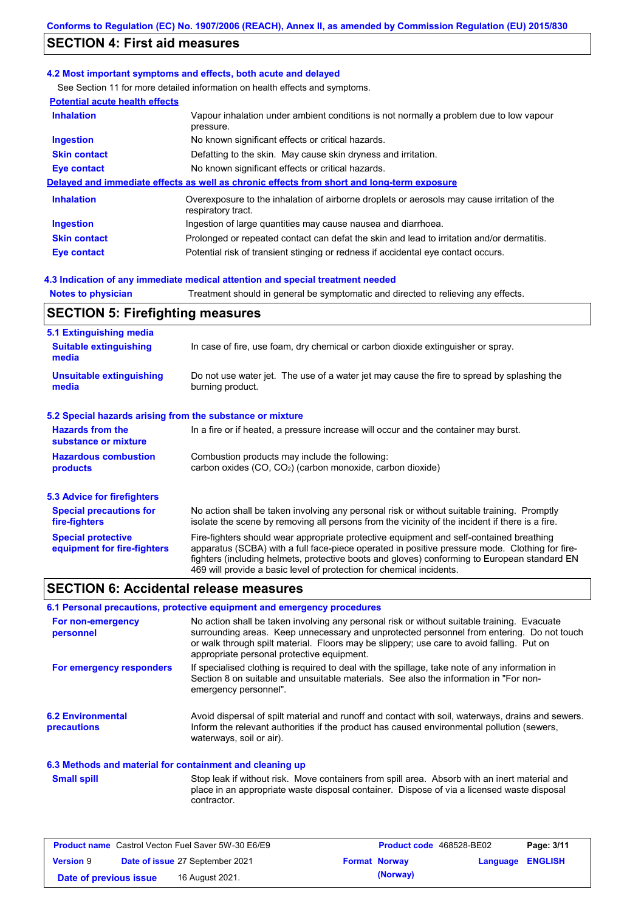## SECTION 4: First aid measures

### 4.2 Most important symptoms and effects, both acute and delayed

See Section 11 for more detailed information on health effects and symptoms.

**Potential acute health effects**

| | |
|---|---|
| **Inhalation** | Vapour inhalation under ambient conditions is not normally a problem due to low vapour pressure. |
| **Ingestion** | No known significant effects or critical hazards. |
| **Skin contact** | Defatting to the skin. May cause skin dryness and irritation. |
| **Eye contact** | No known significant effects or critical hazards. |

**Delayed and immediate effects as well as chronic effects from short and long-term exposure**

| | |
|---|---|
| **Inhalation** | Overexposure to the inhalation of airborne droplets or aerosols may cause irritation of the respiratory tract. |
| **Ingestion** | Ingestion of large quantities may cause nausea and diarrhoea. |
| **Skin contact** | Prolonged or repeated contact can defat the skin and lead to irritation and/or dermatitis. |
| **Eye contact** | Potential risk of transient stinging or redness if accidental eye contact occurs. |

### 4.3 Indication of any immediate medical attention and special treatment needed

| | |
|---|---|
| **Notes to physician** | Treatment should in general be symptomatic and directed to relieving any effects. |

## SECTION 5: Firefighting measures

### 5.1 Extinguishing media

| | |
|---|---|
| **Suitable extinguishing media** | In case of fire, use foam, dry chemical or carbon dioxide extinguisher or spray. |
| **Unsuitable extinguishing media** | Do not use water jet. The use of a water jet may cause the fire to spread by splashing the burning product. |

### 5.2 Special hazards arising from the substance or mixture

| | |
|---|---|
| **Hazards from the substance or mixture** | In a fire or if heated, a pressure increase will occur and the container may burst. |
| **Hazardous combustion products** | Combustion products may include the following: carbon oxides (CO, $CO_2$) (carbon monoxide, carbon dioxide) |

### 5.3 Advice for firefighters

| | |
|---|---|
| **Special precautions for fire-fighters** | No action shall be taken involving any personal risk or without suitable training. Promptly isolate the scene by removing all persons from the vicinity of the incident if there is a fire. |
| **Special protective equipment for fire-fighters** | Fire-fighters should wear appropriate protective equipment and self-contained breathing apparatus (SCBA) with a full face-piece operated in positive pressure mode. Clothing for fire-fighters (including helmets, protective boots and gloves) conforming to European standard EN 469 will provide a basic level of protection for chemical incidents. |

## SECTION 6: Accidental release measures

### 6.1 Personal precautions, protective equipment and emergency procedures

| | |
|---|---|
| **For non-emergency personnel** | No action shall be taken involving any personal risk or without suitable training. Evacuate surrounding areas. Keep unnecessary and unprotected personnel from entering. Do not touch or walk through spilt material. Floors may be slippery; use care to avoid falling. Put on appropriate personal protective equipment. |
| **For emergency responders** | If specialised clothing is required to deal with the spillage, take note of any information in Section 8 on suitable and unsuitable materials. See also the information in "For non-emergency personnel". |

| | |
|---|---|
| **6.2 Environmental precautions** | Avoid dispersal of spilt material and runoff and contact with soil, waterways, drains and sewers. Inform the relevant authorities if the product has caused environmental pollution (sewers, waterways, soil or air). |

### 6.3 Methods and material for containment and cleaning up

| | |
|---|---|
| **Small spill** | Stop leak if without risk. Move containers from spill area. Absorb with an inert material and place in an appropriate waste disposal container. Dispose of via a licensed waste disposal contractor. |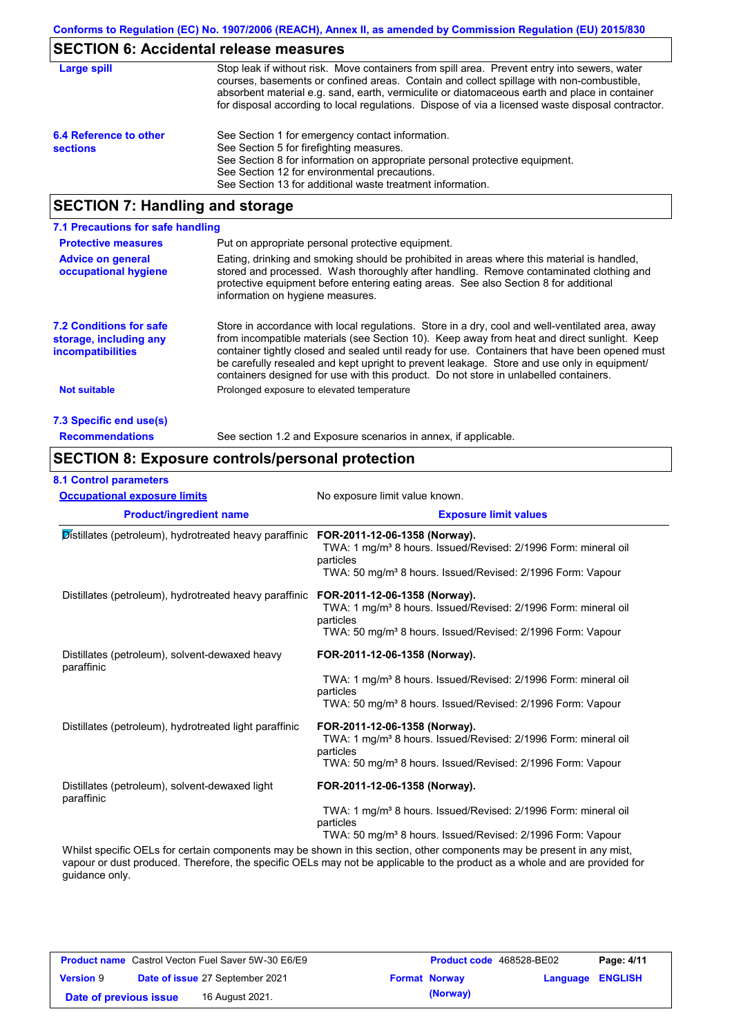Conforms to Regulation (EC) No. 1907/2006 (REACH), Annex II, as amended by Commission Regulation (EU) 2015/830

## SECTION 6: Accidental release measures

| | |
|---|---|
| **Large spill** | Stop leak if without risk. Move containers from spill area. Prevent entry into sewers, water courses, basements or confined areas. Contain and collect spillage with non-combustible, absorbent material e.g. sand, earth, vermiculite or diatomaceous earth and place in container for disposal according to local regulations. Dispose of via a licensed waste disposal contractor. |
| **6.4 Reference to other sections** | See Section 1 for emergency contact information.<br>See Section 5 for firefighting measures.<br>See Section 8 for information on appropriate personal protective equipment.<br>See Section 12 for environmental precautions.<br>See Section 13 for additional waste treatment information. |

## SECTION 7: Handling and storage

### 7.1 Precautions for safe handling

| | |
|---|---|
| **Protective measures** | Put on appropriate personal protective equipment. |
| **Advice on general occupational hygiene** | Eating, drinking and smoking should be prohibited in areas where this material is handled, stored and processed. Wash thoroughly after handling. Remove contaminated clothing and protective equipment before entering eating areas. See also Section 8 for additional information on hygiene measures. |
| **7.2 Conditions for safe storage, including any incompatibilities** | Store in accordance with local regulations. Store in a dry, cool and well-ventilated area, away from incompatible materials (see Section 10). Keep away from heat and direct sunlight. Keep container tightly closed and sealed until ready for use. Containers that have been opened must be carefully resealed and kept upright to prevent leakage. Store and use only in equipment/ containers designed for use with this product. Do not store in unlabelled containers. |
| **Not suitable** | Prolonged exposure to elevated temperature |

### 7.3 Specific end use(s)

| | |
|---|---|
| **Recommendations** | See section 1.2 and Exposure scenarios in annex, if applicable. |

## SECTION 8: Exposure controls/personal protection

### 8.1 Control parameters

**Occupational exposure limits** — No exposure limit value known.

| Product/ingredient name | Exposure limit values |
|---|---|
| Distillates (petroleum), hydrotreated heavy paraffinic | **FOR-2011-12-06-1358 (Norway).**<br>TWA: 1 mg/m³ 8 hours. Issued/Revised: 2/1996 Form: mineral oil particles<br>TWA: 50 mg/m³ 8 hours. Issued/Revised: 2/1996 Form: Vapour |
| Distillates (petroleum), hydrotreated heavy paraffinic | **FOR-2011-12-06-1358 (Norway).**<br>TWA: 1 mg/m³ 8 hours. Issued/Revised: 2/1996 Form: mineral oil particles<br>TWA: 50 mg/m³ 8 hours. Issued/Revised: 2/1996 Form: Vapour |
| Distillates (petroleum), solvent-dewaxed heavy paraffinic | **FOR-2011-12-06-1358 (Norway).**<br>TWA: 1 mg/m³ 8 hours. Issued/Revised: 2/1996 Form: mineral oil particles<br>TWA: 50 mg/m³ 8 hours. Issued/Revised: 2/1996 Form: Vapour |
| Distillates (petroleum), hydrotreated light paraffinic | **FOR-2011-12-06-1358 (Norway).**<br>TWA: 1 mg/m³ 8 hours. Issued/Revised: 2/1996 Form: mineral oil particles<br>TWA: 50 mg/m³ 8 hours. Issued/Revised: 2/1996 Form: Vapour |
| Distillates (petroleum), solvent-dewaxed light paraffinic | **FOR-2011-12-06-1358 (Norway).**<br>TWA: 1 mg/m³ 8 hours. Issued/Revised: 2/1996 Form: mineral oil particles<br>TWA: 50 mg/m³ 8 hours. Issued/Revised: 2/1996 Form: Vapour |

Whilst specific OELs for certain components may be shown in this section, other components may be present in any mist, vapour or dust produced. Therefore, the specific OELs may not be applicable to the product as a whole and are provided for guidance only.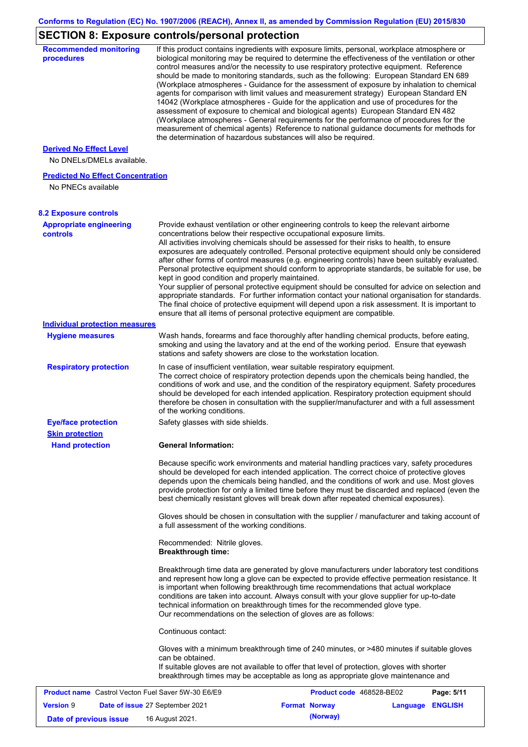## SECTION 8: Exposure controls/personal protection

**Recommended monitoring procedures**

If this product contains ingredients with exposure limits, personal, workplace atmosphere or biological monitoring may be required to determine the effectiveness of the ventilation or other control measures and/or the necessity to use respiratory protective equipment. Reference should be made to monitoring standards, such as the following: European Standard EN 689 (Workplace atmospheres - Guidance for the assessment of exposure by inhalation to chemical agents for comparison with limit values and measurement strategy) European Standard EN 14042 (Workplace atmospheres - Guide for the application and use of procedures for the assessment of exposure to chemical and biological agents) European Standard EN 482 (Workplace atmospheres - General requirements for the performance of procedures for the measurement of chemical agents) Reference to national guidance documents for methods for the determination of hazardous substances will also be required.

**Derived No Effect Level**

No DNELs/DMELs available.

**Predicted No Effect Concentration**

No PNECs available

### 8.2 Exposure controls

**Appropriate engineering controls**

Provide exhaust ventilation or other engineering controls to keep the relevant airborne concentrations below their respective occupational exposure limits.
All activities involving chemicals should be assessed for their risks to health, to ensure exposures are adequately controlled. Personal protective equipment should only be considered after other forms of control measures (e.g. engineering controls) have been suitably evaluated. Personal protective equipment should conform to appropriate standards, be suitable for use, be kept in good condition and properly maintained.
Your supplier of personal protective equipment should be consulted for advice on selection and appropriate standards. For further information contact your national organisation for standards. The final choice of protective equipment will depend upon a risk assessment. It is important to ensure that all items of personal protective equipment are compatible.

**Individual protection measures**

**Hygiene measures**

Wash hands, forearms and face thoroughly after handling chemical products, before eating, smoking and using the lavatory and at the end of the working period. Ensure that eyewash stations and safety showers are close to the workstation location.

**Respiratory protection**

In case of insufficient ventilation, wear suitable respiratory equipment.
The correct choice of respiratory protection depends upon the chemicals being handled, the conditions of work and use, and the condition of the respiratory equipment. Safety procedures should be developed for each intended application. Respiratory protection equipment should therefore be chosen in consultation with the supplier/manufacturer and with a full assessment of the working conditions.

**Eye/face protection**

Safety glasses with side shields.

**Skin protection**

**Hand protection**

**General Information:**

Because specific work environments and material handling practices vary, safety procedures should be developed for each intended application. The correct choice of protective gloves depends upon the chemicals being handled, and the conditions of work and use. Most gloves provide protection for only a limited time before they must be discarded and replaced (even the best chemically resistant gloves will break down after repeated chemical exposures).

Gloves should be chosen in consultation with the supplier / manufacturer and taking account of a full assessment of the working conditions.

Recommended: Nitrile gloves.
**Breakthrough time:**

Breakthrough time data are generated by glove manufacturers under laboratory test conditions and represent how long a glove can be expected to provide effective permeation resistance. It is important when following breakthrough time recommendations that actual workplace conditions are taken into account. Always consult with your glove supplier for up-to-date technical information on breakthrough times for the recommended glove type.
Our recommendations on the selection of gloves are as follows:

Continuous contact:

Gloves with a minimum breakthrough time of 240 minutes, or >480 minutes if suitable gloves can be obtained.
If suitable gloves are not available to offer that level of protection, gloves with shorter breakthrough times may be acceptable as long as appropriate glove maintenance and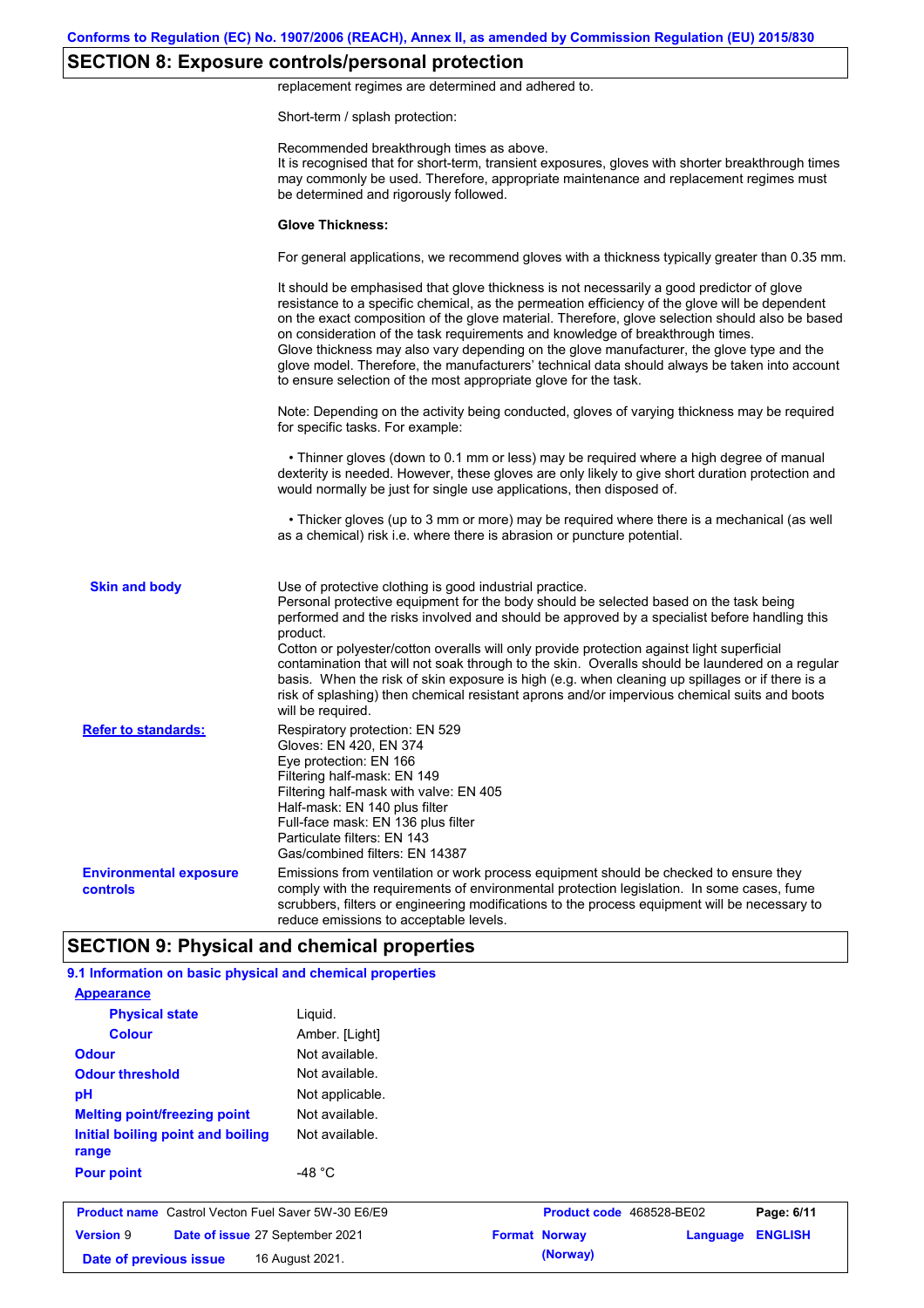## SECTION 8: Exposure controls/personal protection

replacement regimes are determined and adhered to.

Short-term / splash protection:

Recommended breakthrough times as above.
It is recognised that for short-term, transient exposures, gloves with shorter breakthrough times may commonly be used. Therefore, appropriate maintenance and replacement regimes must be determined and rigorously followed.

**Glove Thickness:**

For general applications, we recommend gloves with a thickness typically greater than 0.35 mm.

It should be emphasised that glove thickness is not necessarily a good predictor of glove resistance to a specific chemical, as the permeation efficiency of the glove will be dependent on the exact composition of the glove material. Therefore, glove selection should also be based on consideration of the task requirements and knowledge of breakthrough times.
Glove thickness may also vary depending on the glove manufacturer, the glove type and the glove model. Therefore, the manufacturers' technical data should always be taken into account to ensure selection of the most appropriate glove for the task.

Note: Depending on the activity being conducted, gloves of varying thickness may be required for specific tasks. For example:

- Thinner gloves (down to 0.1 mm or less) may be required where a high degree of manual dexterity is needed. However, these gloves are only likely to give short duration protection and would normally be just for single use applications, then disposed of.

- Thicker gloves (up to 3 mm or more) may be required where there is a mechanical (as well as a chemical) risk i.e. where there is abrasion or puncture potential.

**Skin and body**

Use of protective clothing is good industrial practice.
Personal protective equipment for the body should be selected based on the task being performed and the risks involved and should be approved by a specialist before handling this product.
Cotton or polyester/cotton overalls will only provide protection against light superficial contamination that will not soak through to the skin. Overalls should be laundered on a regular basis. When the risk of skin exposure is high (e.g. when cleaning up spillages or if there is a risk of splashing) then chemical resistant aprons and/or impervious chemical suits and boots will be required.

**Refer to standards:**

Respiratory protection: EN 529
Gloves: EN 420, EN 374
Eye protection: EN 166
Filtering half-mask: EN 149
Filtering half-mask with valve: EN 405
Half-mask: EN 140 plus filter
Full-face mask: EN 136 plus filter
Particulate filters: EN 143
Gas/combined filters: EN 14387

**Environmental exposure controls**

Emissions from ventilation or work process equipment should be checked to ensure they comply with the requirements of environmental protection legislation. In some cases, fume scrubbers, filters or engineering modifications to the process equipment will be necessary to reduce emissions to acceptable levels.

## SECTION 9: Physical and chemical properties

### 9.1 Information on basic physical and chemical properties

| Property | Value |
|---|---|
| **Appearance** | |
| Physical state | Liquid. |
| Colour | Amber. [Light] |
| Odour | Not available. |
| Odour threshold | Not available. |
| pH | Not applicable. |
| Melting point/freezing point | Not available. |
| Initial boiling point and boiling range | Not available. |
| Pour point | -48 °C |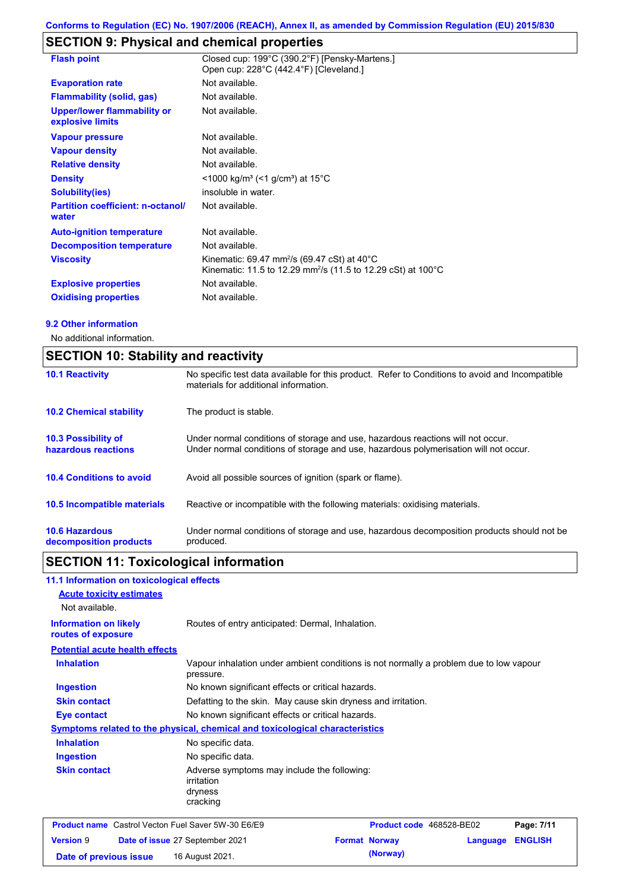## SECTION 9: Physical and chemical properties

| | |
|---|---|
| **Flash point** | Closed cup: 199°C (390.2°F) [Pensky-Martens.]<br>Open cup: 228°C (442.4°F) [Cleveland.] |
| **Evaporation rate** | Not available. |
| **Flammability (solid, gas)** | Not available. |
| **Upper/lower flammability or explosive limits** | Not available. |
| **Vapour pressure** | Not available. |
| **Vapour density** | Not available. |
| **Relative density** | Not available. |
| **Density** | <1000 kg/m³ (<1 g/cm³) at 15°C |
| **Solubility(ies)** | insoluble in water. |
| **Partition coefficient: n-octanol/ water** | Not available. |
| **Auto-ignition temperature** | Not available. |
| **Decomposition temperature** | Not available. |
| **Viscosity** | Kinematic: 69.47 mm²/s (69.47 cSt) at 40°C<br>Kinematic: 11.5 to 12.29 mm²/s (11.5 to 12.29 cSt) at 100°C |
| **Explosive properties** | Not available. |
| **Oxidising properties** | Not available. |

### 9.2 Other information

No additional information.

## SECTION 10: Stability and reactivity

| | |
|---|---|
| **10.1 Reactivity** | No specific test data available for this product. Refer to Conditions to avoid and Incompatible materials for additional information. |
| **10.2 Chemical stability** | The product is stable. |
| **10.3 Possibility of hazardous reactions** | Under normal conditions of storage and use, hazardous reactions will not occur.<br>Under normal conditions of storage and use, hazardous polymerisation will not occur. |
| **10.4 Conditions to avoid** | Avoid all possible sources of ignition (spark or flame). |
| **10.5 Incompatible materials** | Reactive or incompatible with the following materials: oxidising materials. |
| **10.6 Hazardous decomposition products** | Under normal conditions of storage and use, hazardous decomposition products should not be produced. |

## SECTION 11: Toxicological information

### 11.1 Information on toxicological effects

**Acute toxicity estimates**

Not available.

| | |
|---|---|
| **Information on likely routes of exposure** | Routes of entry anticipated: Dermal, Inhalation. |

**Potential acute health effects**

| | |
|---|---|
| **Inhalation** | Vapour inhalation under ambient conditions is not normally a problem due to low vapour pressure. |
| **Ingestion** | No known significant effects or critical hazards. |
| **Skin contact** | Defatting to the skin. May cause skin dryness and irritation. |
| **Eye contact** | No known significant effects or critical hazards. |

**Symptoms related to the physical, chemical and toxicological characteristics**

| | |
|---|---|
| **Inhalation** | No specific data. |
| **Ingestion** | No specific data. |
| **Skin contact** | Adverse symptoms may include the following:<br>irritation<br>dryness<br>cracking |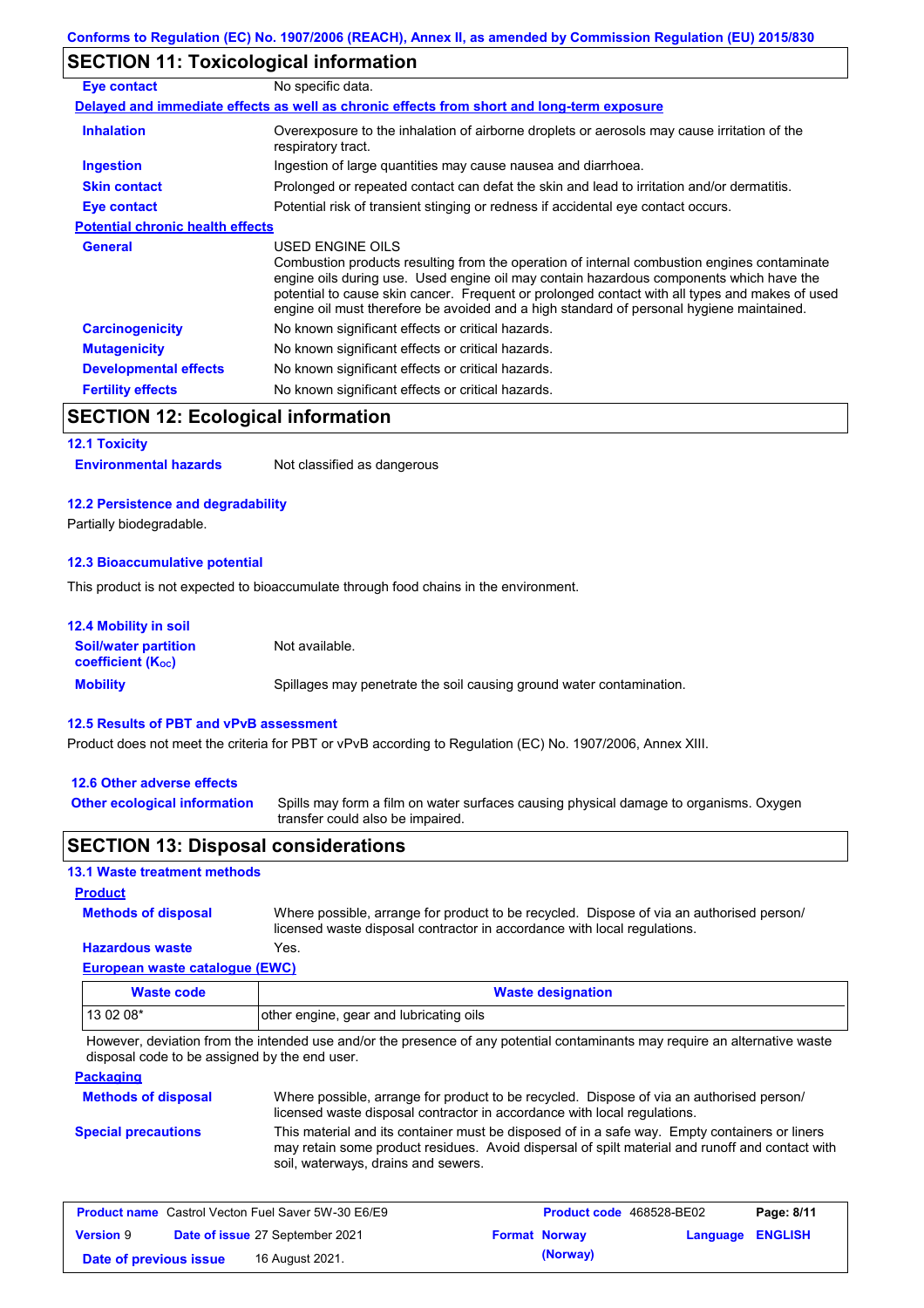## SECTION 11: Toxicological information

**Eye contact** No specific data.

**Delayed and immediate effects as well as chronic effects from short and long-term exposure**

**Inhalation** Overexposure to the inhalation of airborne droplets or aerosols may cause irritation of the respiratory tract.

**Ingestion** Ingestion of large quantities may cause nausea and diarrhoea.

**Skin contact** Prolonged or repeated contact can defat the skin and lead to irritation and/or dermatitis.

**Eye contact** Potential risk of transient stinging or redness if accidental eye contact occurs.

**Potential chronic health effects**

**General** USED ENGINE OILS
Combustion products resulting from the operation of internal combustion engines contaminate engine oils during use. Used engine oil may contain hazardous components which have the potential to cause skin cancer. Frequent or prolonged contact with all types and makes of used engine oil must therefore be avoided and a high standard of personal hygiene maintained.

**Carcinogenicity** No known significant effects or critical hazards.

**Mutagenicity** No known significant effects or critical hazards.

**Developmental effects** No known significant effects or critical hazards.

**Fertility effects** No known significant effects or critical hazards.

## SECTION 12: Ecological information

### 12.1 Toxicity

**Environmental hazards** Not classified as dangerous

### 12.2 Persistence and degradability

Partially biodegradable.

### 12.3 Bioaccumulative potential

This product is not expected to bioaccumulate through food chains in the environment.

### 12.4 Mobility in soil

**Soil/water partition coefficient ($K_{OC}$)** Not available.

**Mobility** Spillages may penetrate the soil causing ground water contamination.

### 12.5 Results of PBT and vPvB assessment

Product does not meet the criteria for PBT or vPvB according to Regulation (EC) No. 1907/2006, Annex XIII.

### 12.6 Other adverse effects

**Other ecological information** Spills may form a film on water surfaces causing physical damage to organisms. Oxygen transfer could also be impaired.

## SECTION 13: Disposal considerations

### 13.1 Waste treatment methods

**Product**

**Methods of disposal** Where possible, arrange for product to be recycled. Dispose of via an authorised person/ licensed waste disposal contractor in accordance with local regulations.

**Hazardous waste** Yes.

**European waste catalogue (EWC)**

| Waste code | Waste designation |
|---|---|
| 13 02 08* | other engine, gear and lubricating oils |

However, deviation from the intended use and/or the presence of any potential contaminants may require an alternative waste disposal code to be assigned by the end user.

**Packaging**

**Methods of disposal** Where possible, arrange for product to be recycled. Dispose of via an authorised person/ licensed waste disposal contractor in accordance with local regulations.

**Special precautions** This material and its container must be disposed of in a safe way. Empty containers or liners may retain some product residues. Avoid dispersal of spilt material and runoff and contact with soil, waterways, drains and sewers.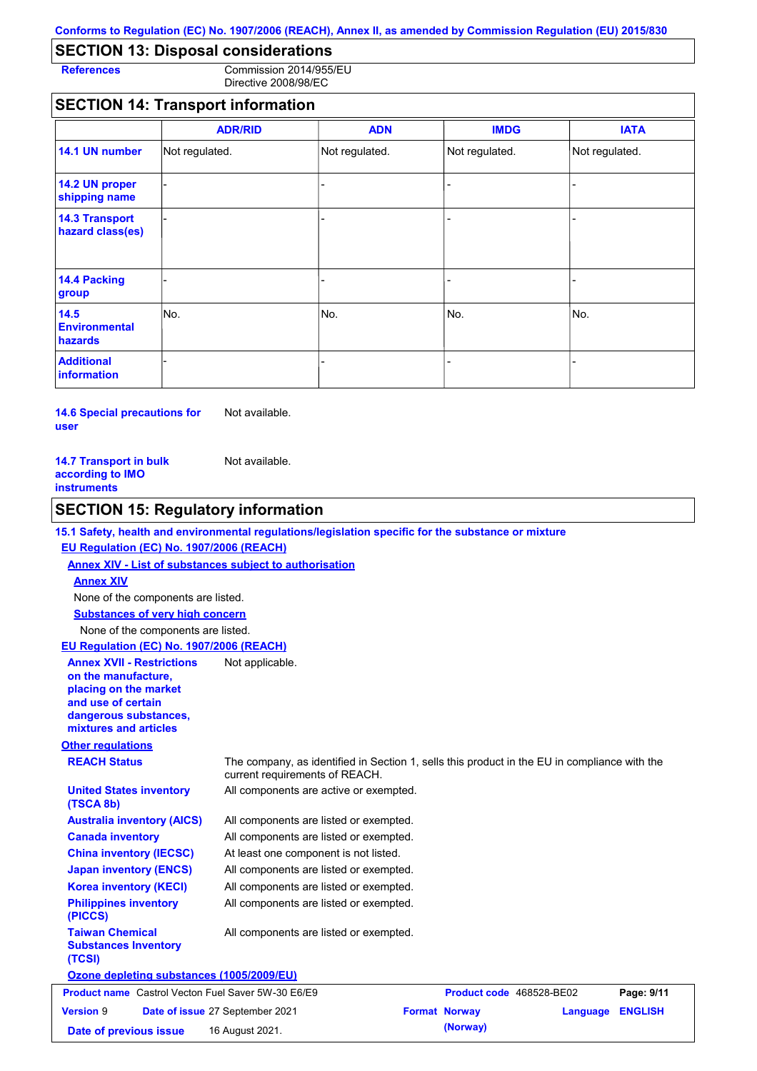## SECTION 13: Disposal considerations

**References** Commission 2014/955/EU
Directive 2008/98/EC

## SECTION 14: Transport information

| | ADR/RID | ADN | IMDG | IATA |
|---|---|---|---|---|
| **14.1 UN number** | Not regulated. | Not regulated. | Not regulated. | Not regulated. |
| **14.2 UN proper shipping name** | - | - | - | - |
| **14.3 Transport hazard class(es)** | - | - | - | - |
| **14.4 Packing group** | - | - | - | - |
| **14.5 Environmental hazards** | No. | No. | No. | No. |
| **Additional information** | - | - | - | - |

**14.6 Special precautions for user** Not available.

**14.7 Transport in bulk according to IMO instruments** Not available.

## SECTION 15: Regulatory information

**15.1 Safety, health and environmental regulations/legislation specific for the substance or mixture**

**EU Regulation (EC) No. 1907/2006 (REACH)**

**Annex XIV - List of substances subject to authorisation**

**Annex XIV**

None of the components are listed.

**Substances of very high concern**

None of the components are listed.

**EU Regulation (EC) No. 1907/2006 (REACH)**

**Annex XVII - Restrictions on the manufacture, placing on the market and use of certain dangerous substances, mixtures and articles** Not applicable.

**Other regulations**

**REACH Status** The company, as identified in Section 1, sells this product in the EU in compliance with the current requirements of REACH.

**United States inventory (TSCA 8b)** All components are active or exempted.

**Australia inventory (AICS)** All components are listed or exempted.

**Canada inventory** All components are listed or exempted.

**China inventory (IECSC)** At least one component is not listed.

**Japan inventory (ENCS)** All components are listed or exempted.

**Korea inventory (KECI)** All components are listed or exempted.

**Philippines inventory (PICCS)** All components are listed or exempted.

**Taiwan Chemical Substances Inventory (TCSI)** All components are listed or exempted.

**Ozone depleting substances (1005/2009/EU)**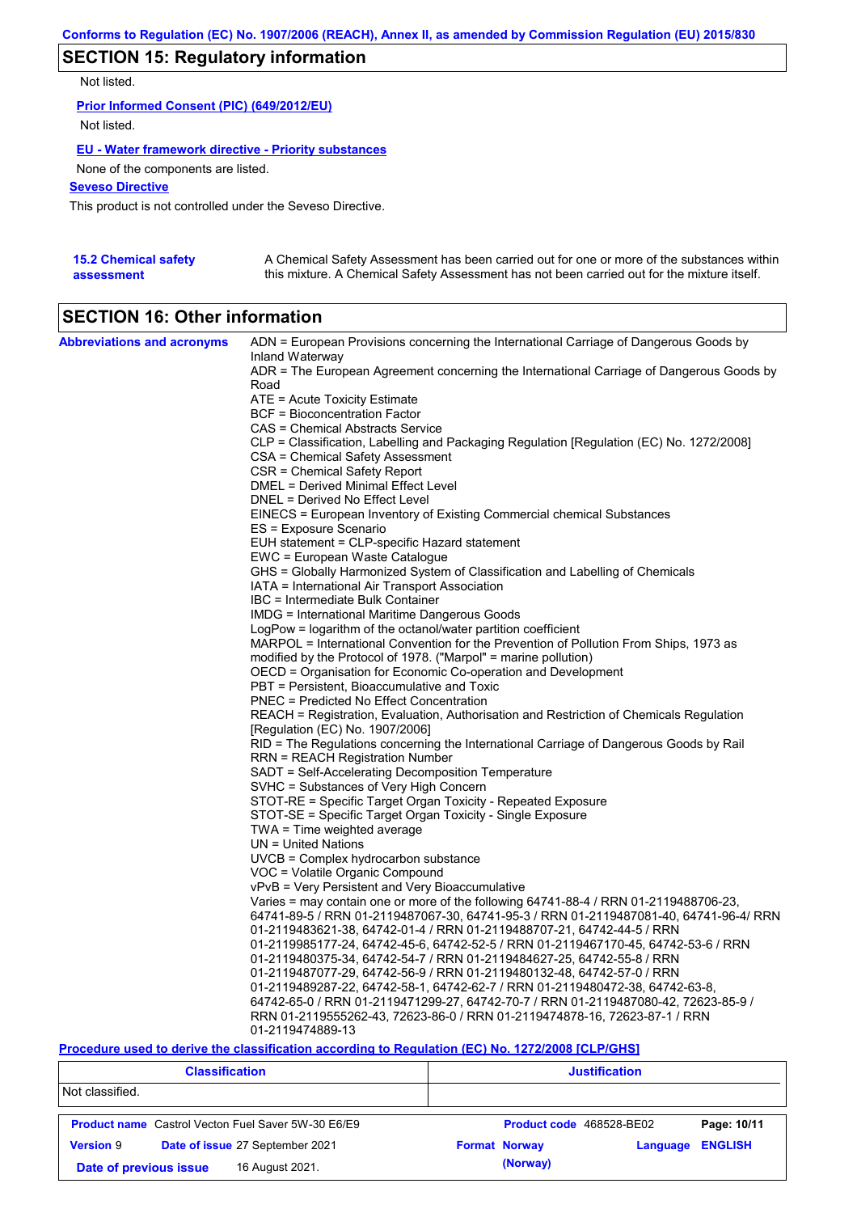## SECTION 15: Regulatory information

Not listed.

**Prior Informed Consent (PIC) (649/2012/EU)**

Not listed.

**EU - Water framework directive - Priority substances**

None of the components are listed.

**Seveso Directive**

This product is not controlled under the Seveso Directive.

**15.2 Chemical safety assessment**

A Chemical Safety Assessment has been carried out for one or more of the substances within this mixture. A Chemical Safety Assessment has not been carried out for the mixture itself.

## SECTION 16: Other information

**Abbreviations and acronyms**

ADN = European Provisions concerning the International Carriage of Dangerous Goods by Inland Waterway
ADR = The European Agreement concerning the International Carriage of Dangerous Goods by Road
ATE = Acute Toxicity Estimate
BCF = Bioconcentration Factor
CAS = Chemical Abstracts Service
CLP = Classification, Labelling and Packaging Regulation [Regulation (EC) No. 1272/2008]
CSA = Chemical Safety Assessment
CSR = Chemical Safety Report
DMEL = Derived Minimal Effect Level
DNEL = Derived No Effect Level
EINECS = European Inventory of Existing Commercial chemical Substances
ES = Exposure Scenario
EUH statement = CLP-specific Hazard statement
EWC = European Waste Catalogue
GHS = Globally Harmonized System of Classification and Labelling of Chemicals
IATA = International Air Transport Association
IBC = Intermediate Bulk Container
IMDG = International Maritime Dangerous Goods
LogPow = logarithm of the octanol/water partition coefficient
MARPOL = International Convention for the Prevention of Pollution From Ships, 1973 as modified by the Protocol of 1978. ("Marpol" = marine pollution)
OECD = Organisation for Economic Co-operation and Development
PBT = Persistent, Bioaccumulative and Toxic
PNEC = Predicted No Effect Concentration
REACH = Registration, Evaluation, Authorisation and Restriction of Chemicals Regulation [Regulation (EC) No. 1907/2006]
RID = The Regulations concerning the International Carriage of Dangerous Goods by Rail
RRN = REACH Registration Number
SADT = Self-Accelerating Decomposition Temperature
SVHC = Substances of Very High Concern
STOT-RE = Specific Target Organ Toxicity - Repeated Exposure
STOT-SE = Specific Target Organ Toxicity - Single Exposure
TWA = Time weighted average
UN = United Nations
UVCB = Complex hydrocarbon substance
VOC = Volatile Organic Compound
vPvB = Very Persistent and Very Bioaccumulative
Varies = may contain one or more of the following 64741-88-4 / RRN 01-2119488706-23, 64741-89-5 / RRN 01-2119487067-30, 64741-95-3 / RRN 01-2119487081-40, 64741-96-4/ RRN 01-2119483621-38, 64742-01-4 / RRN 01-2119488707-21, 64742-44-5 / RRN 01-2119985177-24, 64742-45-6, 64742-52-5 / RRN 01-2119467170-45, 64742-53-6 / RRN 01-2119480375-34, 64742-54-7 / RRN 01-2119484627-25, 64742-55-8 / RRN 01-2119487077-29, 64742-56-9 / RRN 01-2119480132-48, 64742-57-0 / RRN 01-2119489287-22, 64742-58-1, 64742-62-7 / RRN 01-2119480472-38, 64742-63-8, 64742-65-0 / RRN 01-2119471299-27, 64742-70-7 / RRN 01-2119487080-42, 72623-85-9 / RRN 01-2119555262-43, 72623-86-0 / RRN 01-2119474878-16, 72623-87-1 / RRN 01-2119474889-13

**Procedure used to derive the classification according to Regulation (EC) No. 1272/2008 [CLP/GHS]**

| Classification | Justification |
| --- | --- |
| Not classified. | |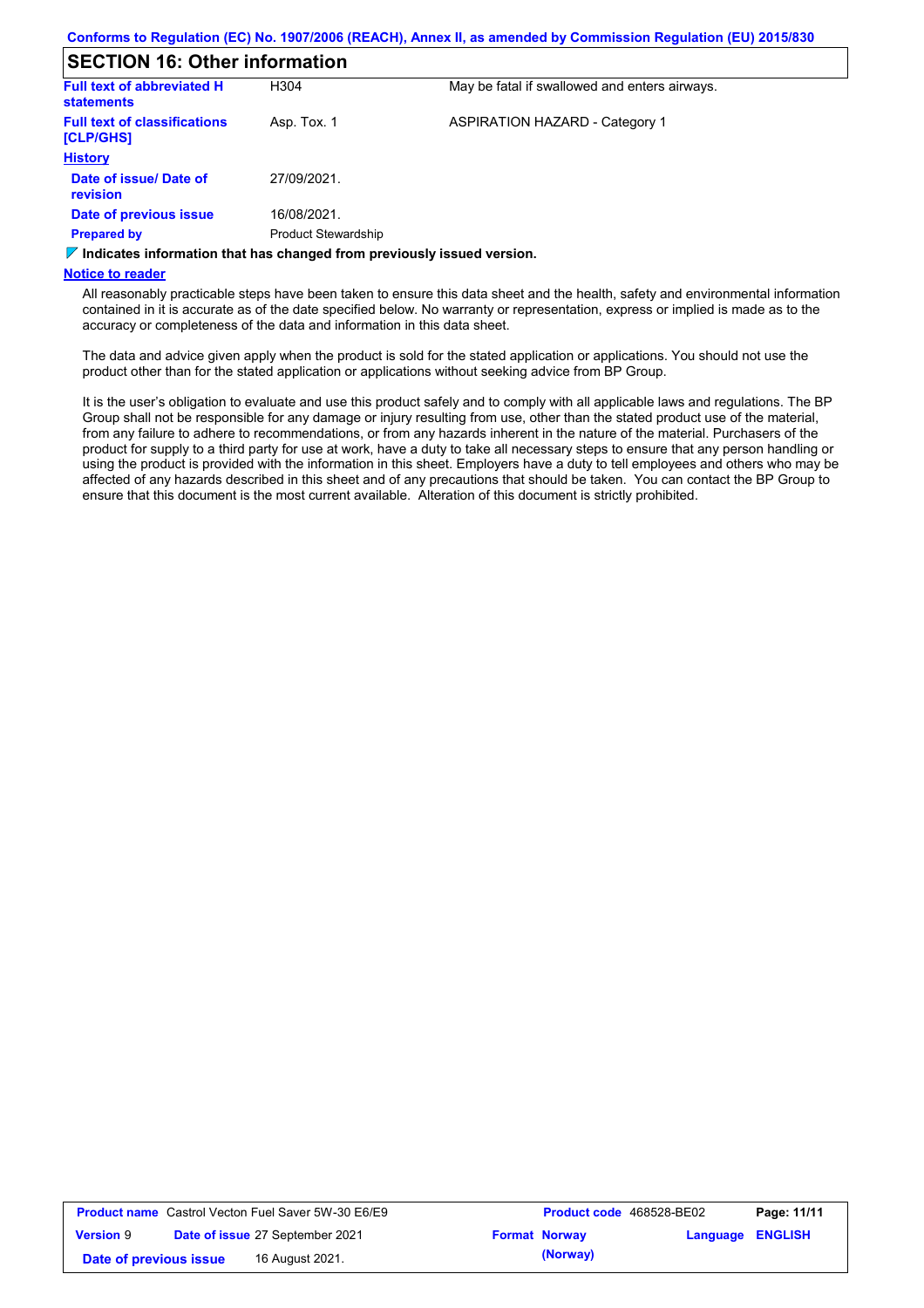## SECTION 16: Other information

| | | |
|---|---|---|
| **Full text of abbreviated H statements** | H304 | May be fatal if swallowed and enters airways. |
| **Full text of classifications [CLP/GHS]** | Asp. Tox. 1 | ASPIRATION HAZARD - Category 1 |

**History**

| | |
|---|---|
| **Date of issue/ Date of revision** | 27/09/2021. |
| **Date of previous issue** | 16/08/2021. |
| **Prepared by** | Product Stewardship |

**Indicates information that has changed from previously issued version.**

**Notice to reader**

All reasonably practicable steps have been taken to ensure this data sheet and the health, safety and environmental information contained in it is accurate as of the date specified below. No warranty or representation, express or implied is made as to the accuracy or completeness of the data and information in this data sheet.

The data and advice given apply when the product is sold for the stated application or applications. You should not use the product other than for the stated application or applications without seeking advice from BP Group.

It is the user's obligation to evaluate and use this product safely and to comply with all applicable laws and regulations. The BP Group shall not be responsible for any damage or injury resulting from use, other than the stated product use of the material, from any failure to adhere to recommendations, or from any hazards inherent in the nature of the material. Purchasers of the product for supply to a third party for use at work, have a duty to take all necessary steps to ensure that any person handling or using the product is provided with the information in this sheet. Employers have a duty to tell employees and others who may be affected of any hazards described in this sheet and of any precautions that should be taken. You can contact the BP Group to ensure that this document is the most current available. Alteration of this document is strictly prohibited.